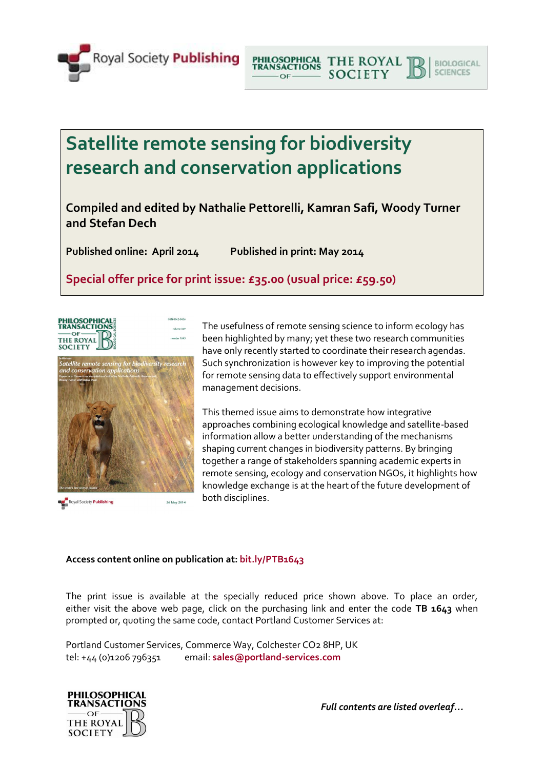Royal Society **Publishing**

PHILOSOPHICAL TRANSACTIONS OF THE ROYAL SOCIETY B BIOLOGICAL SCIENCES

# Satellite remote sensing for biodiversity research and conservation applications

**Compiled and edited by Nathalie Pettorelli, Kamran Safi, Woody Turner and Stefan Dech**

**Published online: April 2014** **Published in print: May 2014**

**Special offer price for print issue: £35.00 (usual price: £59.50)**

The usefulness of remote sensing science to inform ecology has been highlighted by many; yet these two research communities have only recently started to coordinate their research agendas. Such synchronization is however key to improving the potential for remote sensing data to effectively support environmental management decisions.

This themed issue aims to demonstrate how integrative approaches combining ecological knowledge and satellite-based information allow a better understanding of the mechanisms shaping current changes in biodiversity patterns. By bringing together a range of stakeholders spanning academic experts in remote sensing, ecology and conservation NGOs, it highlights how knowledge exchange is at the heart of the future development of both disciplines.

**Access content online on publication at: bit.ly/PTB1643**

The print issue is available at the specially reduced price shown above. To place an order, either visit the above web page, click on the purchasing link and enter the code **TB 1643** when prompted or, quoting the same code, contact Portland Customer Services at:

Portland Customer Services, Commerce Way, Colchester CO2 8HP, UK
tel: +44 (0)1206 796351 email: **sales@portland-services.com**

PHILOSOPHICAL TRANSACTIONS OF THE ROYAL SOCIETY B

***Full contents are listed overleaf…***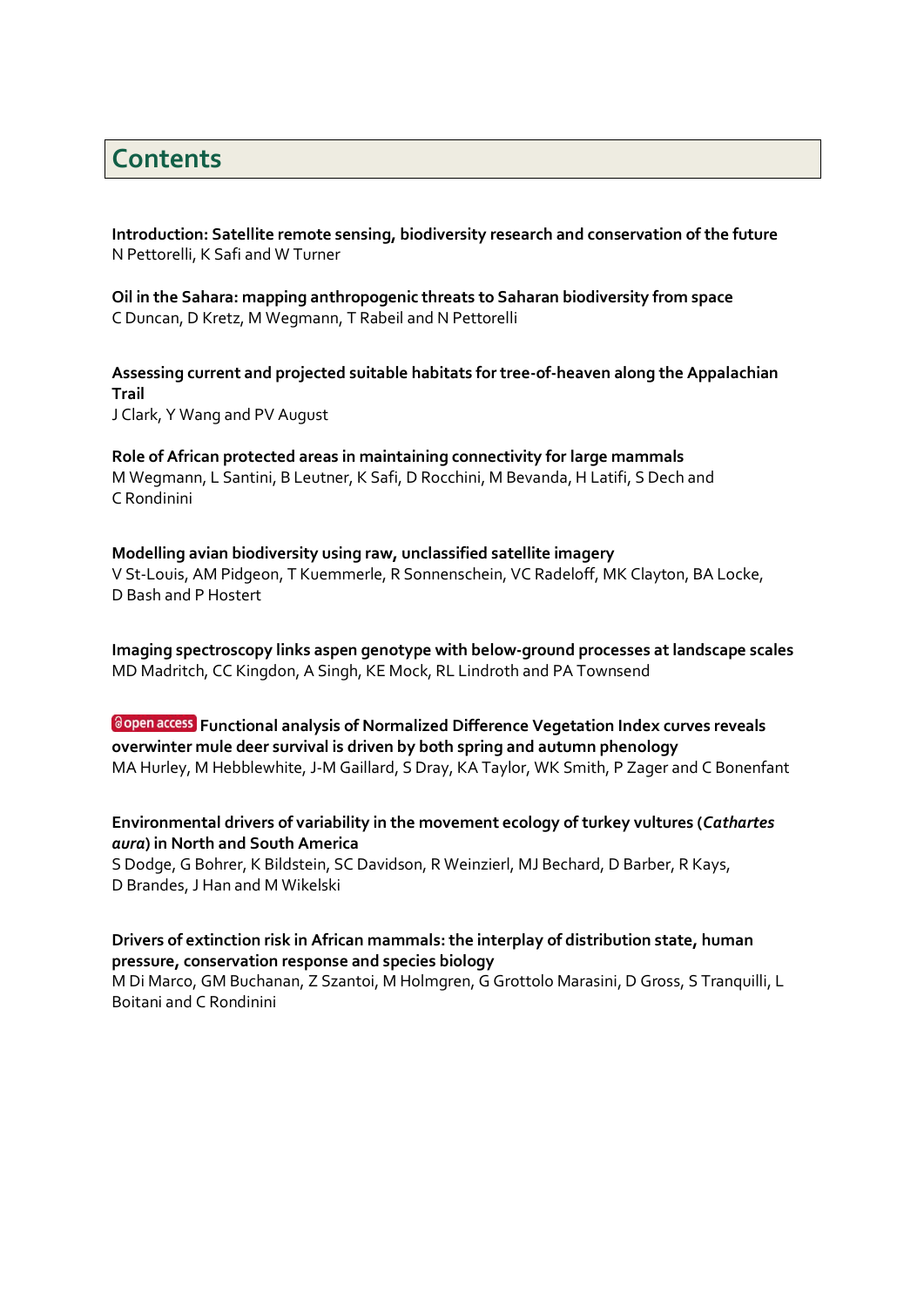## Contents

**Introduction: Satellite remote sensing, biodiversity research and conservation of the future**
N Pettorelli, K Safi and W Turner

**Oil in the Sahara: mapping anthropogenic threats to Saharan biodiversity from space**
C Duncan, D Kretz, M Wegmann, T Rabeil and N Pettorelli

**Assessing current and projected suitable habitats for tree-of-heaven along the Appalachian Trail**
J Clark, Y Wang and PV August

**Role of African protected areas in maintaining connectivity for large mammals**
M Wegmann, L Santini, B Leutner, K Safi, D Rocchini, M Bevanda, H Latifi, S Dech and C Rondinini

**Modelling avian biodiversity using raw, unclassified satellite imagery**
V St-Louis, AM Pidgeon, T Kuemmerle, R Sonnenschein, VC Radeloff, MK Clayton, BA Locke, D Bash and P Hostert

**Imaging spectroscopy links aspen genotype with below-ground processes at landscape scales**
MD Madritch, CC Kingdon, A Singh, KE Mock, RL Lindroth and PA Townsend

open access **Functional analysis of Normalized Difference Vegetation Index curves reveals overwinter mule deer survival is driven by both spring and autumn phenology**
MA Hurley, M Hebblewhite, J-M Gaillard, S Dray, KA Taylor, WK Smith, P Zager and C Bonenfant

**Environmental drivers of variability in the movement ecology of turkey vultures (*Cathartes aura*) in North and South America**
S Dodge, G Bohrer, K Bildstein, SC Davidson, R Weinzierl, MJ Bechard, D Barber, R Kays, D Brandes, J Han and M Wikelski

**Drivers of extinction risk in African mammals: the interplay of distribution state, human pressure, conservation response and species biology**
M Di Marco, GM Buchanan, Z Szantoi, M Holmgren, G Grottolo Marasini, D Gross, S Tranquilli, L Boitani and C Rondinini